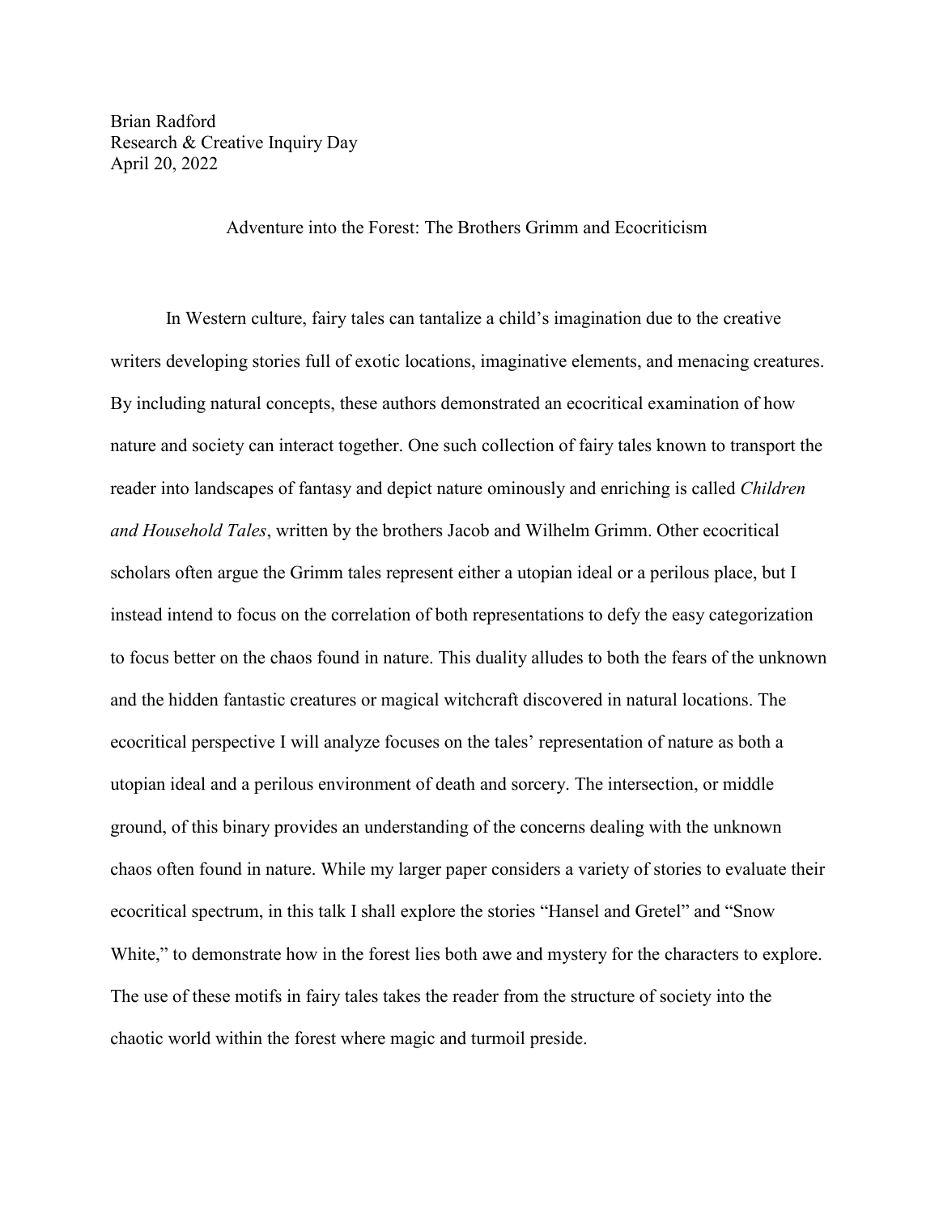Brian Radford
Research & Creative Inquiry Day
April 20, 2022

# Adventure into the Forest: The Brothers Grimm and Ecocriticism

In Western culture, fairy tales can tantalize a child's imagination due to the creative writers developing stories full of exotic locations, imaginative elements, and menacing creatures. By including natural concepts, these authors demonstrated an ecocritical examination of how nature and society can interact together. One such collection of fairy tales known to transport the reader into landscapes of fantasy and depict nature ominously and enriching is called *Children and Household Tales*, written by the brothers Jacob and Wilhelm Grimm. Other ecocritical scholars often argue the Grimm tales represent either a utopian ideal or a perilous place, but I instead intend to focus on the correlation of both representations to defy the easy categorization to focus better on the chaos found in nature. This duality alludes to both the fears of the unknown and the hidden fantastic creatures or magical witchcraft discovered in natural locations. The ecocritical perspective I will analyze focuses on the tales' representation of nature as both a utopian ideal and a perilous environment of death and sorcery. The intersection, or middle ground, of this binary provides an understanding of the concerns dealing with the unknown chaos often found in nature. While my larger paper considers a variety of stories to evaluate their ecocritical spectrum, in this talk I shall explore the stories "Hansel and Gretel" and "Snow White," to demonstrate how in the forest lies both awe and mystery for the characters to explore. The use of these motifs in fairy tales takes the reader from the structure of society into the chaotic world within the forest where magic and turmoil preside.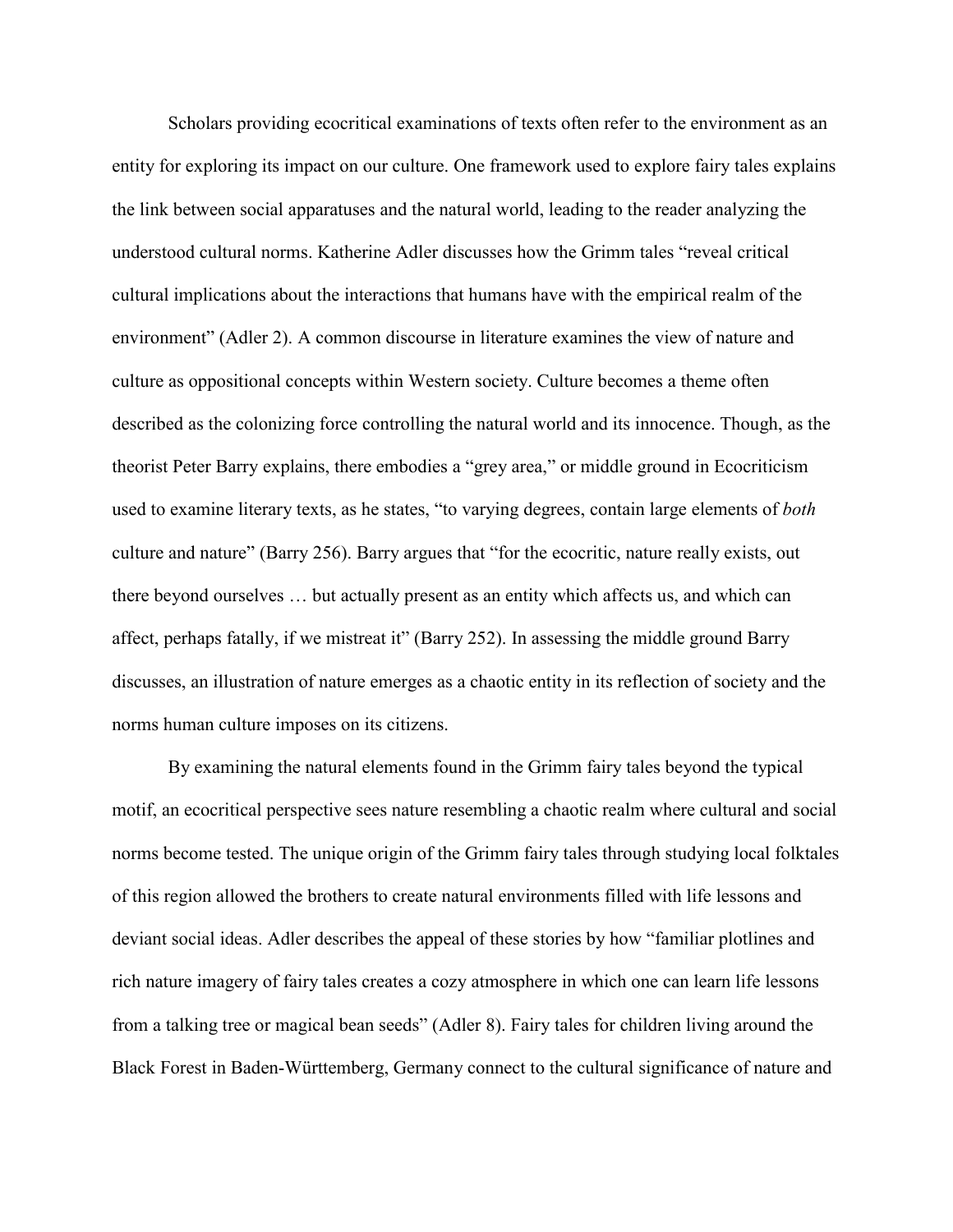Scholars providing ecocritical examinations of texts often refer to the environment as an entity for exploring its impact on our culture. One framework used to explore fairy tales explains the link between social apparatuses and the natural world, leading to the reader analyzing the understood cultural norms. Katherine Adler discusses how the Grimm tales "reveal critical cultural implications about the interactions that humans have with the empirical realm of the environment" (Adler 2). A common discourse in literature examines the view of nature and culture as oppositional concepts within Western society. Culture becomes a theme often described as the colonizing force controlling the natural world and its innocence. Though, as the theorist Peter Barry explains, there embodies a "grey area," or middle ground in Ecocriticism used to examine literary texts, as he states, "to varying degrees, contain large elements of *both* culture and nature" (Barry 256). Barry argues that "for the ecocritic, nature really exists, out there beyond ourselves … but actually present as an entity which affects us, and which can affect, perhaps fatally, if we mistreat it" (Barry 252). In assessing the middle ground Barry discusses, an illustration of nature emerges as a chaotic entity in its reflection of society and the norms human culture imposes on its citizens.

By examining the natural elements found in the Grimm fairy tales beyond the typical motif, an ecocritical perspective sees nature resembling a chaotic realm where cultural and social norms become tested. The unique origin of the Grimm fairy tales through studying local folktales of this region allowed the brothers to create natural environments filled with life lessons and deviant social ideas. Adler describes the appeal of these stories by how "familiar plotlines and rich nature imagery of fairy tales creates a cozy atmosphere in which one can learn life lessons from a talking tree or magical bean seeds" (Adler 8). Fairy tales for children living around the Black Forest in Baden-Württemberg, Germany connect to the cultural significance of nature and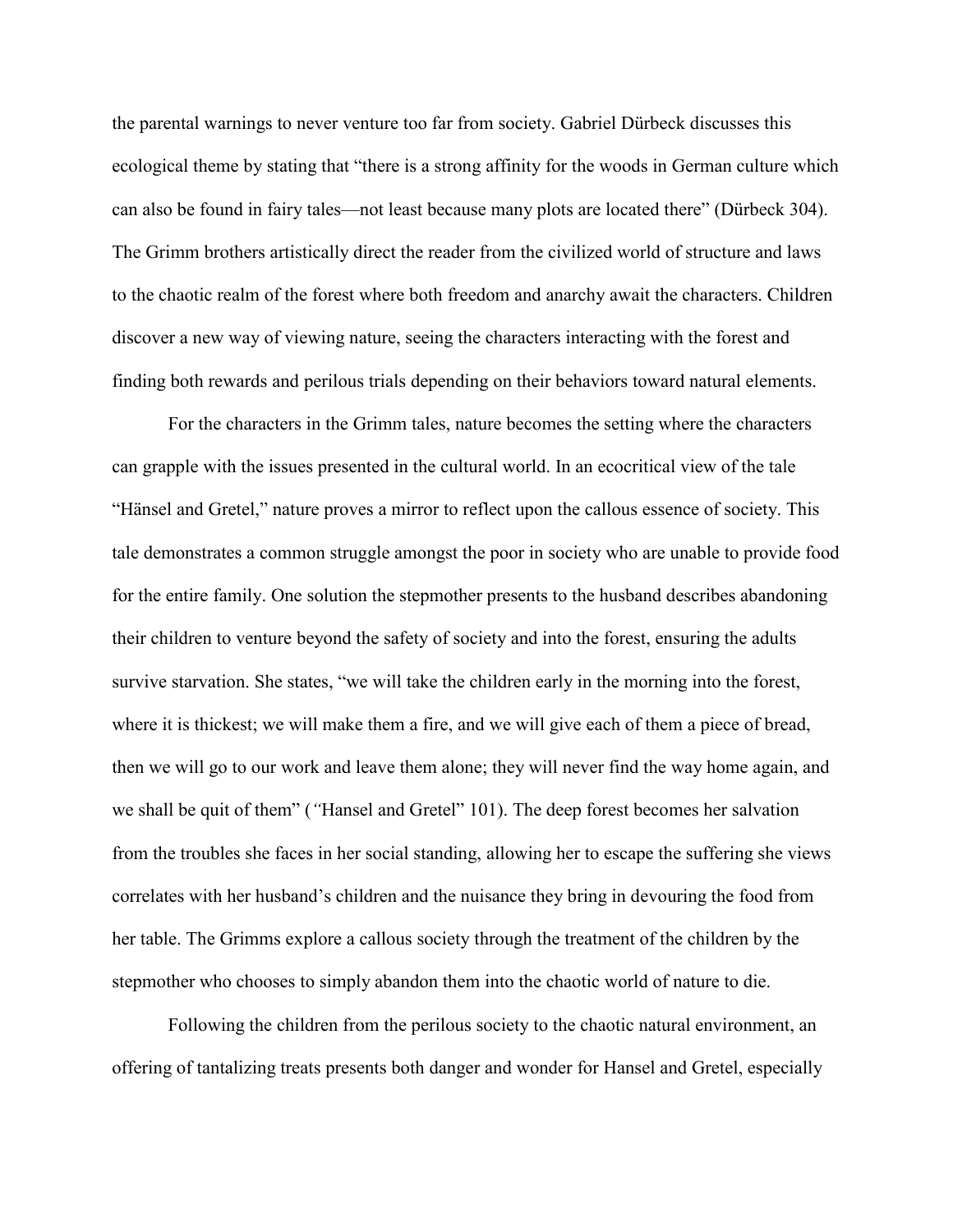the parental warnings to never venture too far from society. Gabriel Dürbeck discusses this ecological theme by stating that "there is a strong affinity for the woods in German culture which can also be found in fairy tales—not least because many plots are located there" (Dürbeck 304). The Grimm brothers artistically direct the reader from the civilized world of structure and laws to the chaotic realm of the forest where both freedom and anarchy await the characters. Children discover a new way of viewing nature, seeing the characters interacting with the forest and finding both rewards and perilous trials depending on their behaviors toward natural elements.

For the characters in the Grimm tales, nature becomes the setting where the characters can grapple with the issues presented in the cultural world. In an ecocritical view of the tale "Hänsel and Gretel," nature proves a mirror to reflect upon the callous essence of society. This tale demonstrates a common struggle amongst the poor in society who are unable to provide food for the entire family. One solution the stepmother presents to the husband describes abandoning their children to venture beyond the safety of society and into the forest, ensuring the adults survive starvation. She states, "we will take the children early in the morning into the forest, where it is thickest; we will make them a fire, and we will give each of them a piece of bread, then we will go to our work and leave them alone; they will never find the way home again, and we shall be quit of them" (*"*Hansel and Gretel" 101). The deep forest becomes her salvation from the troubles she faces in her social standing, allowing her to escape the suffering she views correlates with her husband's children and the nuisance they bring in devouring the food from her table. The Grimms explore a callous society through the treatment of the children by the stepmother who chooses to simply abandon them into the chaotic world of nature to die.

Following the children from the perilous society to the chaotic natural environment, an offering of tantalizing treats presents both danger and wonder for Hansel and Gretel, especially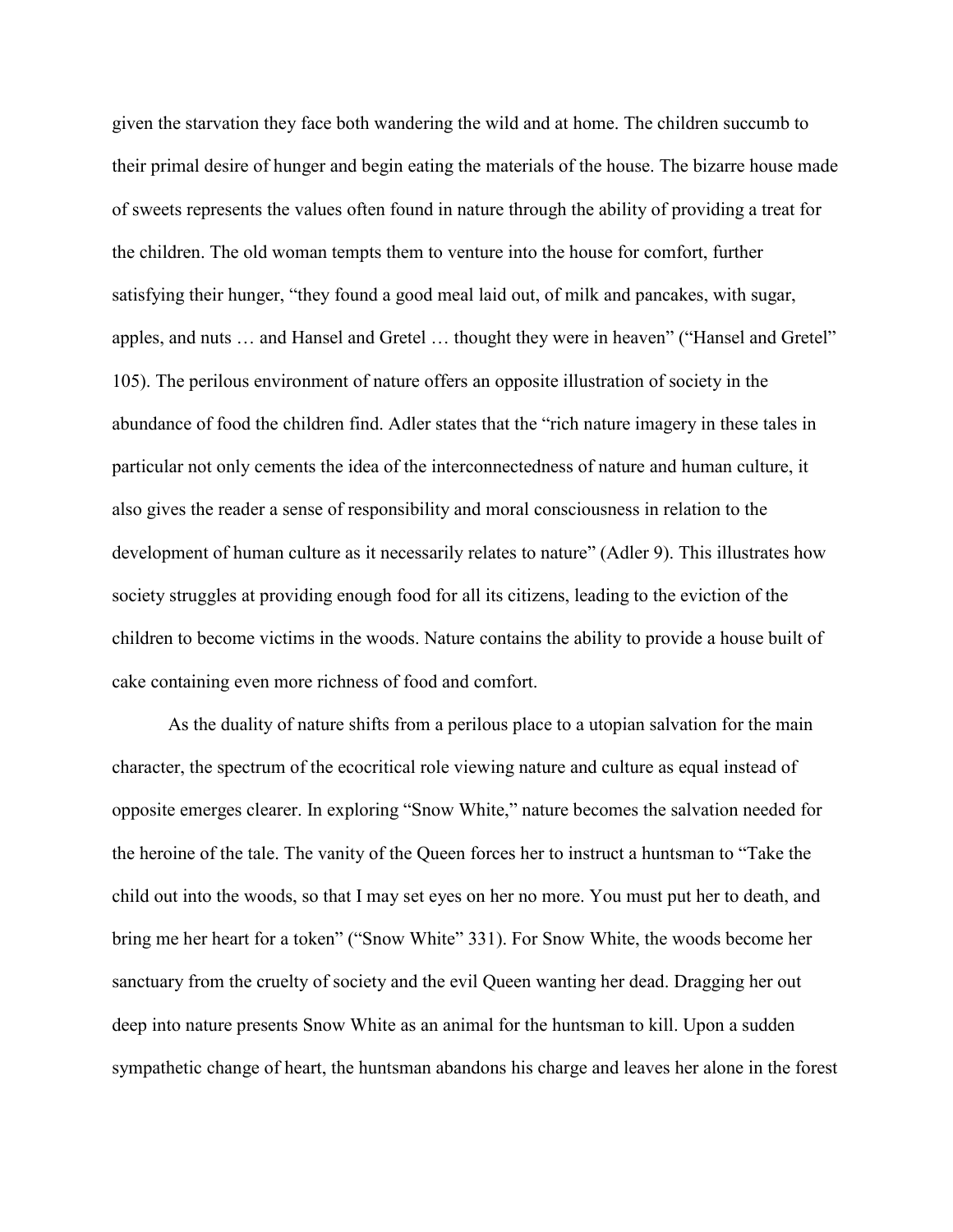given the starvation they face both wandering the wild and at home. The children succumb to their primal desire of hunger and begin eating the materials of the house. The bizarre house made of sweets represents the values often found in nature through the ability of providing a treat for the children. The old woman tempts them to venture into the house for comfort, further satisfying their hunger, "they found a good meal laid out, of milk and pancakes, with sugar, apples, and nuts … and Hansel and Gretel … thought they were in heaven" ("Hansel and Gretel" 105). The perilous environment of nature offers an opposite illustration of society in the abundance of food the children find. Adler states that the "rich nature imagery in these tales in particular not only cements the idea of the interconnectedness of nature and human culture, it also gives the reader a sense of responsibility and moral consciousness in relation to the development of human culture as it necessarily relates to nature" (Adler 9). This illustrates how society struggles at providing enough food for all its citizens, leading to the eviction of the children to become victims in the woods. Nature contains the ability to provide a house built of cake containing even more richness of food and comfort.

As the duality of nature shifts from a perilous place to a utopian salvation for the main character, the spectrum of the ecocritical role viewing nature and culture as equal instead of opposite emerges clearer. In exploring "Snow White," nature becomes the salvation needed for the heroine of the tale. The vanity of the Queen forces her to instruct a huntsman to "Take the child out into the woods, so that I may set eyes on her no more. You must put her to death, and bring me her heart for a token" ("Snow White" 331). For Snow White, the woods become her sanctuary from the cruelty of society and the evil Queen wanting her dead. Dragging her out deep into nature presents Snow White as an animal for the huntsman to kill. Upon a sudden sympathetic change of heart, the huntsman abandons his charge and leaves her alone in the forest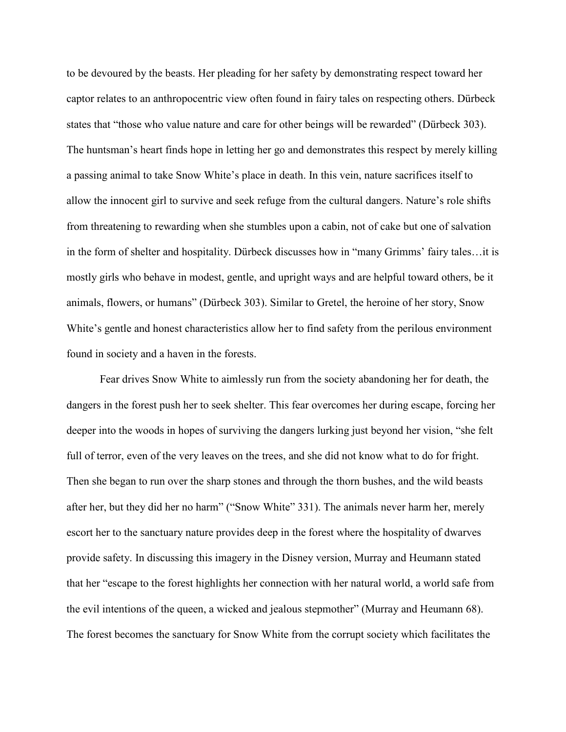to be devoured by the beasts. Her pleading for her safety by demonstrating respect toward her captor relates to an anthropocentric view often found in fairy tales on respecting others. Dürbeck states that "those who value nature and care for other beings will be rewarded" (Dürbeck 303). The huntsman's heart finds hope in letting her go and demonstrates this respect by merely killing a passing animal to take Snow White's place in death. In this vein, nature sacrifices itself to allow the innocent girl to survive and seek refuge from the cultural dangers. Nature's role shifts from threatening to rewarding when she stumbles upon a cabin, not of cake but one of salvation in the form of shelter and hospitality. Dürbeck discusses how in "many Grimms' fairy tales…it is mostly girls who behave in modest, gentle, and upright ways and are helpful toward others, be it animals, flowers, or humans" (Dürbeck 303). Similar to Gretel, the heroine of her story, Snow White's gentle and honest characteristics allow her to find safety from the perilous environment found in society and a haven in the forests.

Fear drives Snow White to aimlessly run from the society abandoning her for death, the dangers in the forest push her to seek shelter. This fear overcomes her during escape, forcing her deeper into the woods in hopes of surviving the dangers lurking just beyond her vision, "she felt full of terror, even of the very leaves on the trees, and she did not know what to do for fright. Then she began to run over the sharp stones and through the thorn bushes, and the wild beasts after her, but they did her no harm" ("Snow White" 331). The animals never harm her, merely escort her to the sanctuary nature provides deep in the forest where the hospitality of dwarves provide safety. In discussing this imagery in the Disney version, Murray and Heumann stated that her "escape to the forest highlights her connection with her natural world, a world safe from the evil intentions of the queen, a wicked and jealous stepmother" (Murray and Heumann 68). The forest becomes the sanctuary for Snow White from the corrupt society which facilitates the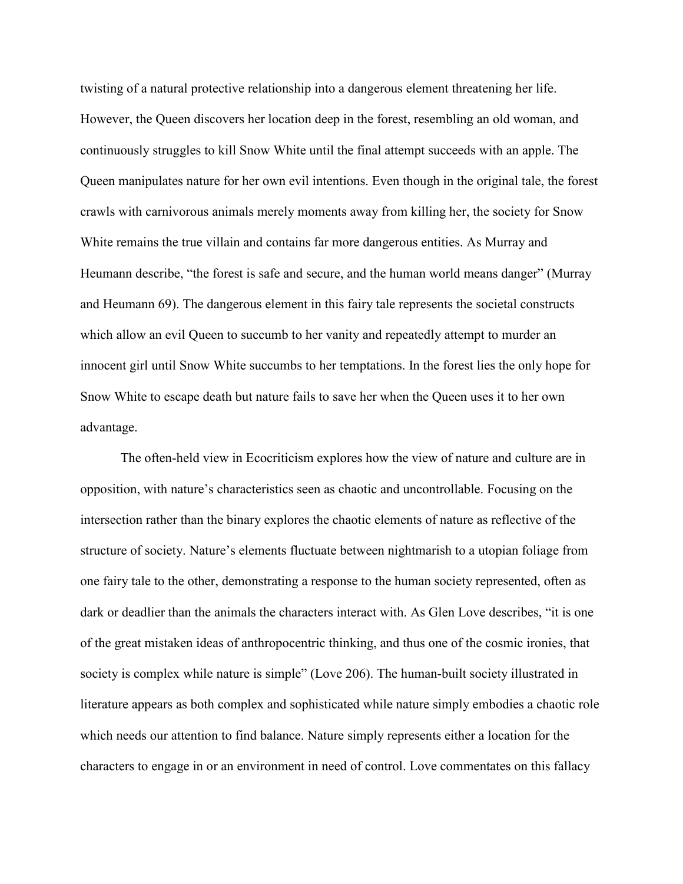twisting of a natural protective relationship into a dangerous element threatening her life. However, the Queen discovers her location deep in the forest, resembling an old woman, and continuously struggles to kill Snow White until the final attempt succeeds with an apple. The Queen manipulates nature for her own evil intentions. Even though in the original tale, the forest crawls with carnivorous animals merely moments away from killing her, the society for Snow White remains the true villain and contains far more dangerous entities. As Murray and Heumann describe, "the forest is safe and secure, and the human world means danger" (Murray and Heumann 69). The dangerous element in this fairy tale represents the societal constructs which allow an evil Queen to succumb to her vanity and repeatedly attempt to murder an innocent girl until Snow White succumbs to her temptations. In the forest lies the only hope for Snow White to escape death but nature fails to save her when the Queen uses it to her own advantage.

The often-held view in Ecocriticism explores how the view of nature and culture are in opposition, with nature's characteristics seen as chaotic and uncontrollable. Focusing on the intersection rather than the binary explores the chaotic elements of nature as reflective of the structure of society. Nature's elements fluctuate between nightmarish to a utopian foliage from one fairy tale to the other, demonstrating a response to the human society represented, often as dark or deadlier than the animals the characters interact with. As Glen Love describes, "it is one of the great mistaken ideas of anthropocentric thinking, and thus one of the cosmic ironies, that society is complex while nature is simple" (Love 206). The human-built society illustrated in literature appears as both complex and sophisticated while nature simply embodies a chaotic role which needs our attention to find balance. Nature simply represents either a location for the characters to engage in or an environment in need of control. Love commentates on this fallacy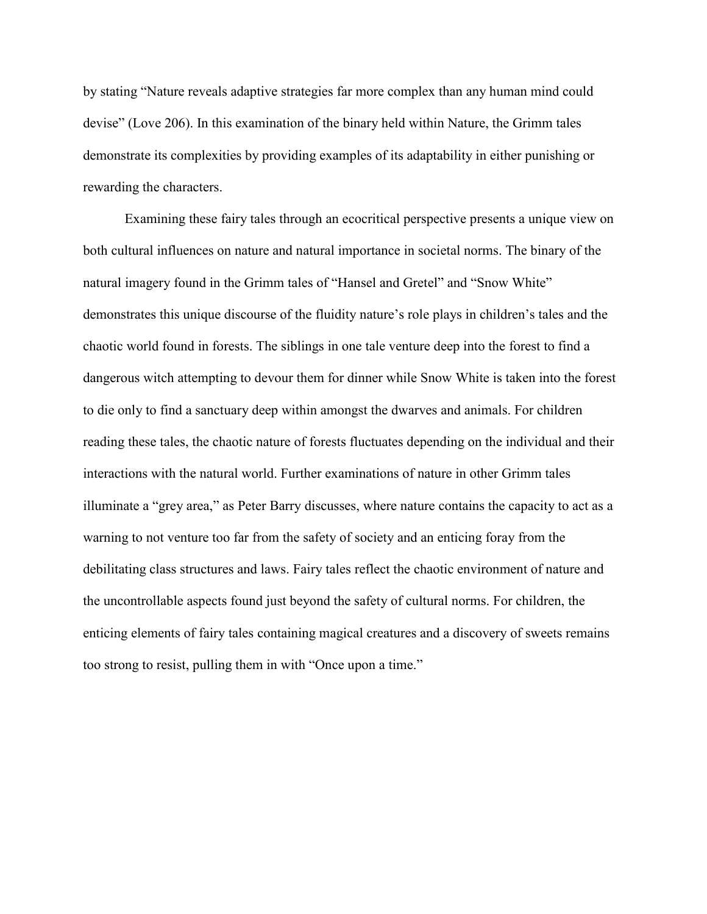by stating "Nature reveals adaptive strategies far more complex than any human mind could devise" (Love 206). In this examination of the binary held within Nature, the Grimm tales demonstrate its complexities by providing examples of its adaptability in either punishing or rewarding the characters.

Examining these fairy tales through an ecocritical perspective presents a unique view on both cultural influences on nature and natural importance in societal norms. The binary of the natural imagery found in the Grimm tales of "Hansel and Gretel" and "Snow White" demonstrates this unique discourse of the fluidity nature's role plays in children's tales and the chaotic world found in forests. The siblings in one tale venture deep into the forest to find a dangerous witch attempting to devour them for dinner while Snow White is taken into the forest to die only to find a sanctuary deep within amongst the dwarves and animals. For children reading these tales, the chaotic nature of forests fluctuates depending on the individual and their interactions with the natural world. Further examinations of nature in other Grimm tales illuminate a "grey area," as Peter Barry discusses, where nature contains the capacity to act as a warning to not venture too far from the safety of society and an enticing foray from the debilitating class structures and laws. Fairy tales reflect the chaotic environment of nature and the uncontrollable aspects found just beyond the safety of cultural norms. For children, the enticing elements of fairy tales containing magical creatures and a discovery of sweets remains too strong to resist, pulling them in with "Once upon a time."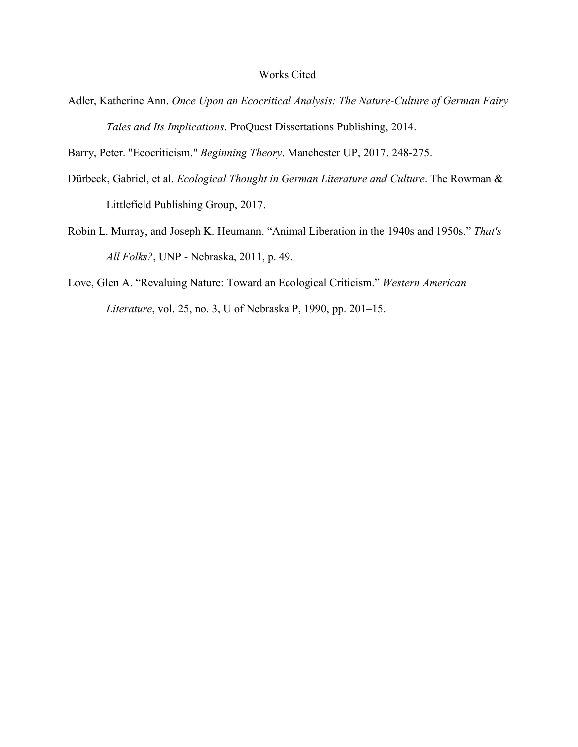# Works Cited

Adler, Katherine Ann. *Once Upon an Ecocritical Analysis: The Nature-Culture of German Fairy Tales and Its Implications*. ProQuest Dissertations Publishing, 2014.

Barry, Peter. "Ecocriticism." *Beginning Theory*. Manchester UP, 2017. 248-275.

Dürbeck, Gabriel, et al. *Ecological Thought in German Literature and Culture*. The Rowman & Littlefield Publishing Group, 2017.

Robin L. Murray, and Joseph K. Heumann. "Animal Liberation in the 1940s and 1950s." *That's All Folks?*, UNP - Nebraska, 2011, p. 49.

Love, Glen A. "Revaluing Nature: Toward an Ecological Criticism." *Western American Literature*, vol. 25, no. 3, U of Nebraska P, 1990, pp. 201–15.